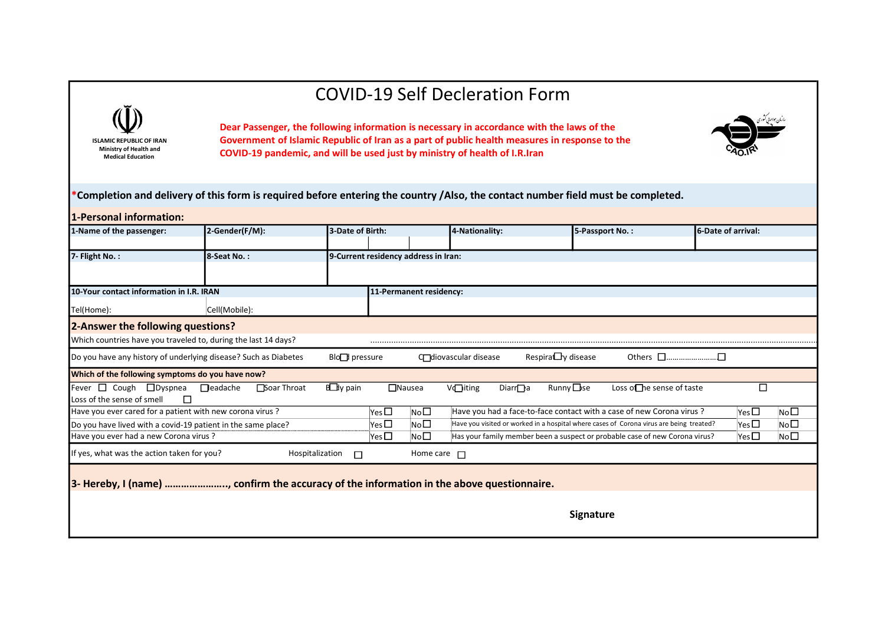# COVID-19 Self Decleration Form

ISLAMIC REPUBLIC OF IRAN
Ministry of Health and Medical Education

**Dear Passenger, the following information is necessary in accordance with the laws of the Government of Islamic Republic of Iran as a part of public health measures in response to the COVID-19 pandemic, and will be used just by ministry of health of I.R.Iran**

CAO.IRI

***Completion and delivery of this form is required before entering the country /Also, the contact number field must be completed.**

## 1-Personal information:

| 1-Name of the passenger: | 2-Gender(F/M): | 3-Date of Birth: | 4-Nationality: | 5-Passport No. : | 6-Date of arrival: |
|---|---|---|---|---|---|
| | | | | | |

| 7- Flight No. : | 8-Seat No. : | 9-Current residency address in Iran: |
|---|---|---|
| | | |

| 10-Your contact information in I.R. IRAN | | 11-Permanent residency: |
|---|---|---|
| Tel(Home): | Cell(Mobile): | |

## 2-Answer the following questions?

Which countries have you traveled to, during the last 14 days? ..........................................................................................................................

Do you have any history of underlying disease? Such as Diabetes ☐ Blood pressure ☐ Cardiovascular disease ☐ Respiratory disease ☐ Others ☐........................ ☐

**Which of the following symptoms do you have now?**

Fever ☐ Cough ☐ Dyspnea ☐ Headache ☐ Soar Throat ☐ Body pain ☐ Nausea ☐ Vomiting ☐ Diarrhea ☐ Runny nose ☐ Loss of the sense of taste ☐ Loss of the sense of smell ☐

| Question | | | Question | | |
|---|---|---|---|---|---|
| Have you ever cared for a patient with new corona virus ? | Yes ☐ | No ☐ | Have you had a face-to-face contact with a case of new Corona virus ? | Yes ☐ | No ☐ |
| Do you have lived with a covid-19 patient in the same place? | Yes ☐ | No ☐ | Have you visited or worked in a hospital where cases of Corona virus are being treated? | Yes ☐ | No ☐ |
| Have you ever had a new Corona virus ? | Yes ☐ | No ☐ | Has your family member been a suspect or probable case of new Corona virus? | Yes ☐ | No ☐ |

If yes, what was the action taken for you? Hospitalization ☐ Home care ☐

**3- Hereby, I (name) ………………….., confirm the accuracy of the information in the above questionnaire.**

**Signature**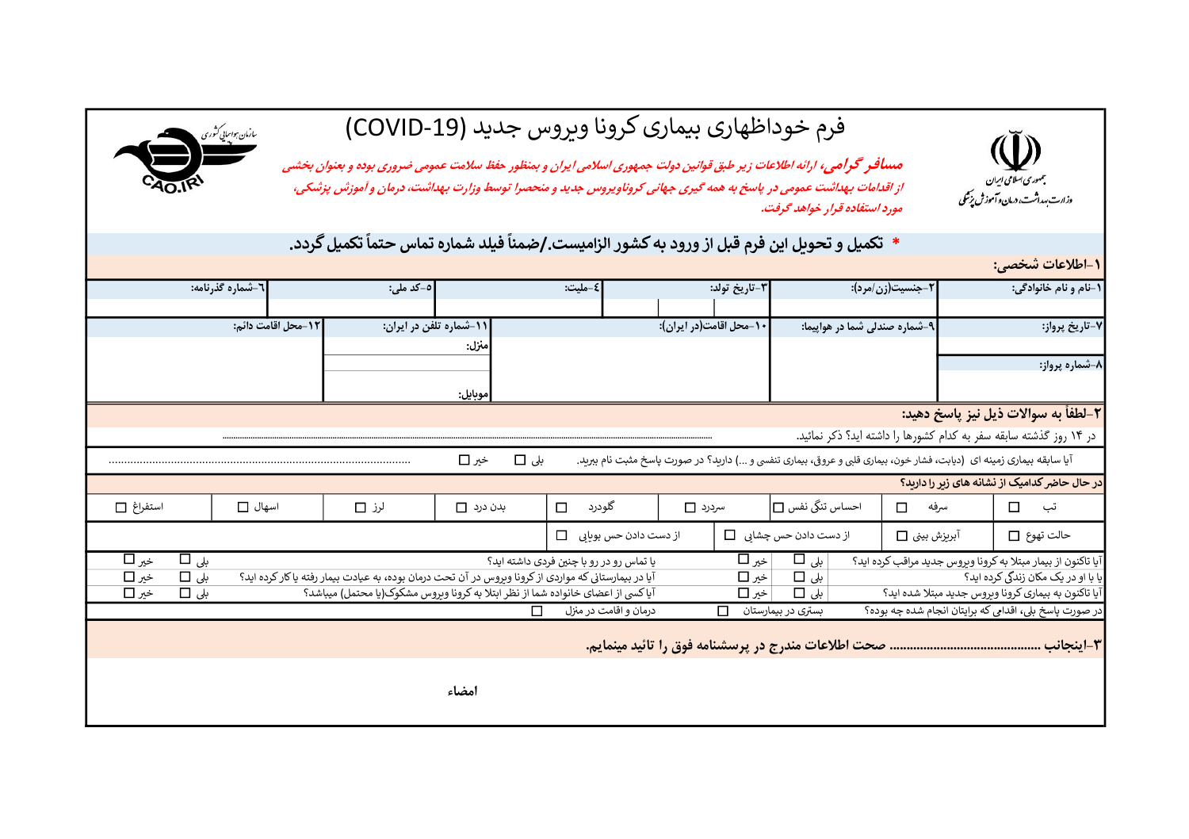جمهوری اسلامی ایران
وزارت بهداشت، درمان و آموزش پزشکی

سازمان هواپیمایی کشوری
CAO.IRI

# فرم خوداظهاری بیماری کرونا ویروس جدید (COVID-19)

***مسافر گرامی،*** *ارائه اطلاعات زیر طبق قوانین دولت جمهوری اسلامی ایران و بمنظور حفظ سلامت عمومی ضروری بوده و بعنوان بخشی از اقدامات بهداشت عمومی در پاسخ به همه گیری جهانی کروناویروس جدید و منحصرا توسط وزارت بهداشت، درمان و آموزش پزشکی، مورد استفاده قرار خواهد گرفت.*

**\* تکمیل و تحویل این فرم قبل از ورود به کشور الزامیست./ضمناً فیلد شماره تماس حتماً تکمیل گردد.**

## ۱-اطلاعات شخصی:

| ۱-نام و نام خانوادگی: | ۲-جنسیت(زن/مرد): | ۳-تاریخ تولد: | ٤-ملیت: | ٥-کد ملی: | ٦-شماره گذرنامه: |
|---|---|---|---|---|---|
| | | | | | |

| ۷-تاریخ پرواز: | ۹-شماره صندلی شما در هواپیما: | ۱۰-محل اقامت(در ایران): | ۱۱-شماره تلفن در ایران: | ۱۲-محل اقامت دائم: |
|---|---|---|---|---|
| | | | منزل: | |
| ۸-شماره پرواز: | | | موبایل: | |

## ۲-لطفاً به سوالات ذیل نیز پاسخ دهید:

در ۱۴ روز گذشته سابقه سفر به کدام کشورها را داشته اید؟ ذکر نمائید. ........................................

آیا سابقه بیماری زمینه ای (دیابت، فشار خون، بیماری قلبی و عروق، بیماری تنفسی و ...) دارید؟ در صورت پاسخ مثبت نام ببرید. بلی ☐ خیر ☐ ........................................

**در حال حاضر کدامیک از نشانه های زیر را دارید؟**

| | | | | | | | |
|---|---|---|---|---|---|---|---|
| تب ☐ | سرفه ☐ | احساس تنگی نفس ☐ | سردرد ☐ | گلودرد ☐ | بدن درد ☐ | لرز ☐ | اسهال ☐ | استفراغ ☐ |
| حالت تهوع ☐ | آبریزش بینی ☐ | از دست دادن حس چشایی ☐ | از دست دادن حس بویایی ☐ | | | | |

| سوال | پاسخ | سوال | پاسخ |
|---|---|---|---|
| آیا تاکنون از بیمار مبتلا به کرونا ویروس جدید مراقب کرده اید؟ | بلی ☐ خیر ☐ | یا تماس رو در رو با چنین فردی داشته اید؟ | بلی ☐ خیر ☐ |
| یا با او در یک مکان زندگی کرده اید؟ | | آیا در بیمارستانی که مواردی از کرونا ویروس در آن تحت درمان بوده، به عیادت بیمار رفته یا کار کرده اید؟ | بلی ☐ خیر ☐ |
| آیا تاکنون به بیماری کرونا ویروس جدید مبتلا شده اید؟ | بلی ☐ خیر ☐ | آیا کسی از اعضای خانواده شما از نظر ابتلا به کرونا ویروس مشکوک(یا محتمل) میباشد؟ | بلی ☐ خیر ☐ |
| در صورت پاسخ بلی، اقدامی که برایتان انجام شده چه بوده؟ | بستری در بیمارستان ☐ | درمان و اقامت در منزل ☐ | |

**۳-اینجانب ........................................ صحت اطلاعات مندرج در پرسشنامه فوق را تائید مینمایم.**

**امضاء**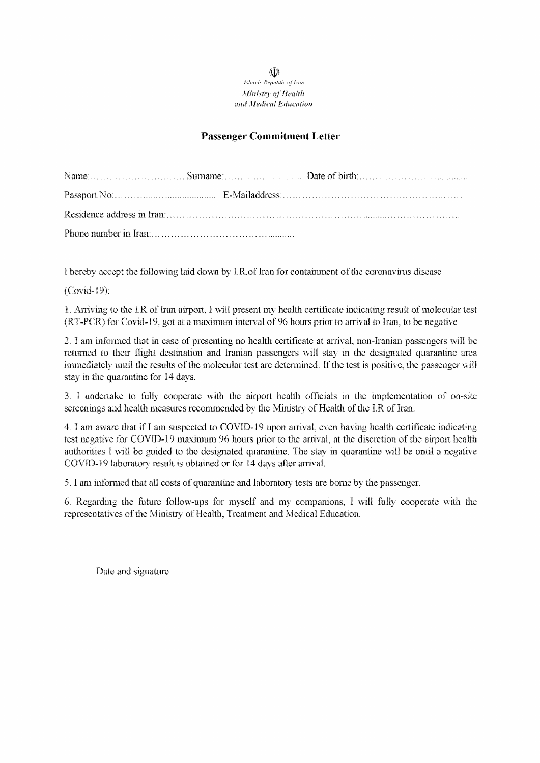*Islamic Republic of Iran*
*Ministry of Health*
*and Medical Education*

**Passenger Commitment Letter**

Name:…………………………. Surname:…………………….. Date of birth:……………………………..........

Passport No:……………..………………. E-Mailaddress:……………………………………………………….

Residence address in Iran:…………………………………………………………………………………………..

Phone number in Iran:……………………………………...........

I hereby accept the following laid down by I.R.of Iran for containment of the coronavirus disease (Covid-19):

1. Arriving to the I.R of Iran airport, I will present my health certificate indicating result of molecular test (RT-PCR) for Covid-19, got at a maximum interval of 96 hours prior to arrival to Iran, to be negative.

2. I am informed that in case of presenting no health certificate at arrival, non-Iranian passengers will be returned to their flight destination and Iranian passengers will stay in the designated quarantine area immediately until the results of the molecular test are determined. If the test is positive, the passenger will stay in the quarantine for 14 days.

3. I undertake to fully cooperate with the airport health officials in the implementation of on-site screenings and health measures recommended by the Ministry of Health of the I.R of Iran.

4. I am aware that if I am suspected to COVID-19 upon arrival, even having health certificate indicating test negative for COVID-19 maximum 96 hours prior to the arrival, at the discretion of the airport health authorities I will be guided to the designated quarantine. The stay in quarantine will be until a negative COVID-19 laboratory result is obtained or for 14 days after arrival.

5. I am informed that all costs of quarantine and laboratory tests are borne by the passenger.

6. Regarding the future follow-ups for myself and my companions, I will fully cooperate with the representatives of the Ministry of Health, Treatment and Medical Education.

Date and signature